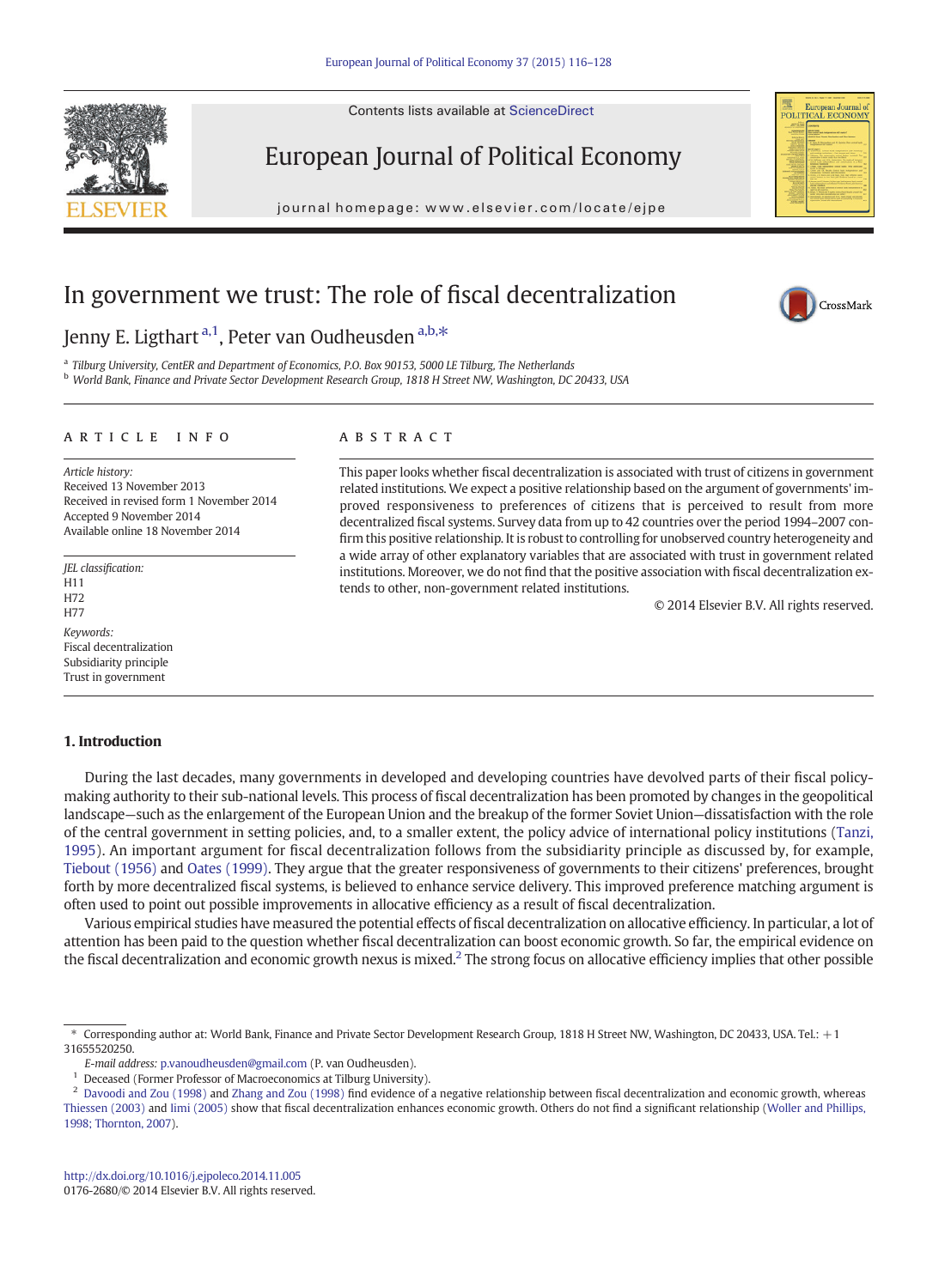# In government we trust: The role of fiscal decentralization

Jenny E. Ligthart [a,1], Peter van Oudheusden [a,b,*]

[a] Tilburg University, CentER and Department of Economics, P.O. Box 90153, 5000 LE Tilburg, The Netherlands
[b] World Bank, Finance and Private Sector Development Research Group, 1818 H Street NW, Washington, DC 20433, USA

## ARTICLE INFO

*Article history:*
Received 13 November 2013
Received in revised form 1 November 2014
Accepted 9 November 2014
Available online 18 November 2014

*JEL classification:*
H11
H72
H77

*Keywords:*
Fiscal decentralization
Subsidiarity principle
Trust in government

## ABSTRACT

This paper looks whether fiscal decentralization is associated with trust of citizens in government related institutions. We expect a positive relationship based on the argument of governments' improved responsiveness to preferences of citizens that is perceived to result from more decentralized fiscal systems. Survey data from up to 42 countries over the period 1994–2007 confirm this positive relationship. It is robust to controlling for unobserved country heterogeneity and a wide array of other explanatory variables that are associated with trust in government related institutions. Moreover, we do not find that the positive association with fiscal decentralization extends to other, non-government related institutions.

© 2014 Elsevier B.V. All rights reserved.

## 1. Introduction

During the last decades, many governments in developed and developing countries have devolved parts of their fiscal policy-making authority to their sub-national levels. This process of fiscal decentralization has been promoted by changes in the geopolitical landscape—such as the enlargement of the European Union and the breakup of the former Soviet Union—dissatisfaction with the role of the central government in setting policies, and, to a smaller extent, the policy advice of international policy institutions (Tanzi, 1995). An important argument for fiscal decentralization follows from the subsidiarity principle as discussed by, for example, Tiebout (1956) and Oates (1999). They argue that the greater responsiveness of governments to their citizens' preferences, brought forth by more decentralized fiscal systems, is believed to enhance service delivery. This improved preference matching argument is often used to point out possible improvements in allocative efficiency as a result of fiscal decentralization.

Various empirical studies have measured the potential effects of fiscal decentralization on allocative efficiency. In particular, a lot of attention has been paid to the question whether fiscal decentralization can boost economic growth. So far, the empirical evidence on the fiscal decentralization and economic growth nexus is mixed.[2] The strong focus on allocative efficiency implies that other possible

---

* Corresponding author at: World Bank, Finance and Private Sector Development Research Group, 1818 H Street NW, Washington, DC 20433, USA. Tel.: +1 31655520250.
*E-mail address:* p.vanoudheusden@gmail.com (P. van Oudheusden).

[1] Deceased (Former Professor of Macroeconomics at Tilburg University).

[2] Davoodi and Zou (1998) and Zhang and Zou (1998) find evidence of a negative relationship between fiscal decentralization and economic growth, whereas Thiessen (2003) and Iimi (2005) show that fiscal decentralization enhances economic growth. Others do not find a significant relationship (Woller and Phillips, 1998; Thornton, 2007).

http://dx.doi.org/10.1016/j.ejpoleco.2014.11.005
0176-2680/© 2014 Elsevier B.V. All rights reserved.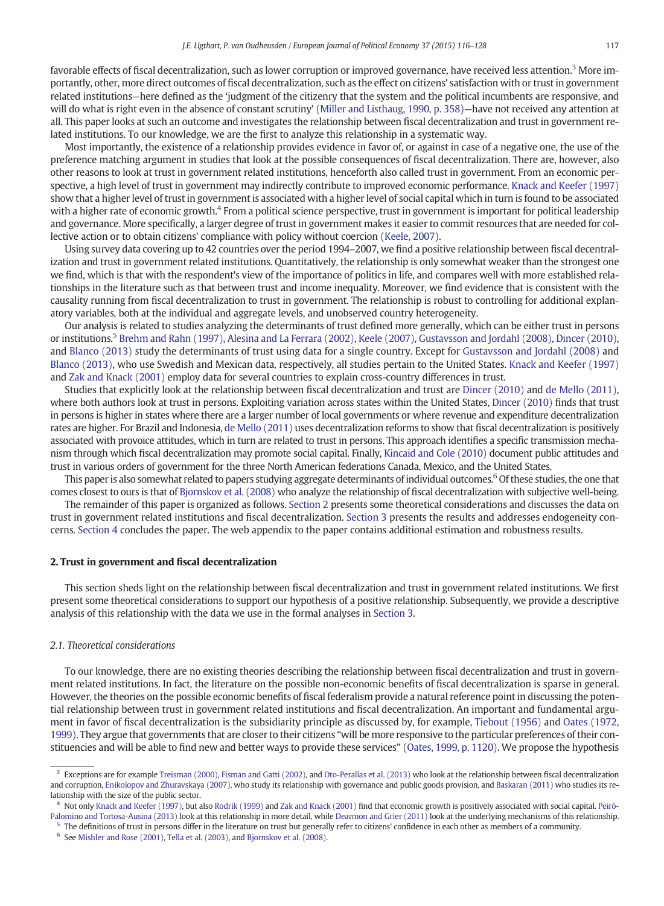favorable effects of fiscal decentralization, such as lower corruption or improved governance, have received less attention.[3] More importantly, other, more direct outcomes of fiscal decentralization, such as the effect on citizens' satisfaction with or trust in government related institutions—here defined as the 'judgment of the citizenry that the system and the political incumbents are responsive, and will do what is right even in the absence of constant scrutiny' (Miller and Listhaug, 1990, p. 358)—have not received any attention at all. This paper looks at such an outcome and investigates the relationship between fiscal decentralization and trust in government related institutions. To our knowledge, we are the first to analyze this relationship in a systematic way.

Most importantly, the existence of a relationship provides evidence in favor of, or against in case of a negative one, the use of the preference matching argument in studies that look at the possible consequences of fiscal decentralization. There are, however, also other reasons to look at trust in government related institutions, henceforth also called trust in government. From an economic perspective, a high level of trust in government may indirectly contribute to improved economic performance. Knack and Keefer (1997) show that a higher level of trust in government is associated with a higher level of social capital which in turn is found to be associated with a higher rate of economic growth.[4] From a political science perspective, trust in government is important for political leadership and governance. More specifically, a larger degree of trust in government makes it easier to commit resources that are needed for collective action or to obtain citizens' compliance with policy without coercion (Keele, 2007).

Using survey data covering up to 42 countries over the period 1994–2007, we find a positive relationship between fiscal decentralization and trust in government related institutions. Quantitatively, the relationship is only somewhat weaker than the strongest one we find, which is that with the respondent's view of the importance of politics in life, and compares well with more established relationships in the literature such as that between trust and income inequality. Moreover, we find evidence that is consistent with the causality running from fiscal decentralization to trust in government. The relationship is robust to controlling for additional explanatory variables, both at the individual and aggregate levels, and unobserved country heterogeneity.

Our analysis is related to studies analyzing the determinants of trust defined more generally, which can be either trust in persons or institutions.[5] Brehm and Rahn (1997), Alesina and La Ferrara (2002), Keele (2007), Gustavsson and Jordahl (2008), Dincer (2010), and Blanco (2013) study the determinants of trust using data for a single country. Except for Gustavsson and Jordahl (2008) and Blanco (2013), who use Swedish and Mexican data, respectively, all studies pertain to the United States. Knack and Keefer (1997) and Zak and Knack (2001) employ data for several countries to explain cross-country differences in trust.

Studies that explicitly look at the relationship between fiscal decentralization and trust are Dincer (2010) and de Mello (2011), where both authors look at trust in persons. Exploiting variation across states within the United States, Dincer (2010) finds that trust in persons is higher in states where there are a larger number of local governments or where revenue and expenditure decentralization rates are higher. For Brazil and Indonesia, de Mello (2011) uses decentralization reforms to show that fiscal decentralization is positively associated with provoice attitudes, which in turn are related to trust in persons. This approach identifies a specific transmission mechanism through which fiscal decentralization may promote social capital. Finally, Kincaid and Cole (2010) document public attitudes and trust in various orders of government for the three North American federations Canada, Mexico, and the United States.

This paper is also somewhat related to papers studying aggregate determinants of individual outcomes.[6] Of these studies, the one that comes closest to ours is that of Bjornskov et al. (2008) who analyze the relationship of fiscal decentralization with subjective well-being.

The remainder of this paper is organized as follows. Section 2 presents some theoretical considerations and discusses the data on trust in government related institutions and fiscal decentralization. Section 3 presents the results and addresses endogeneity concerns. Section 4 concludes the paper. The web appendix to the paper contains additional estimation and robustness results.

## 2. Trust in government and fiscal decentralization

This section sheds light on the relationship between fiscal decentralization and trust in government related institutions. We first present some theoretical considerations to support our hypothesis of a positive relationship. Subsequently, we provide a descriptive analysis of this relationship with the data we use in the formal analyses in Section 3.

### 2.1. Theoretical considerations

To our knowledge, there are no existing theories describing the relationship between fiscal decentralization and trust in government related institutions. In fact, the literature on the possible non-economic benefits of fiscal decentralization is sparse in general. However, the theories on the possible economic benefits of fiscal federalism provide a natural reference point in discussing the potential relationship between trust in government related institutions and fiscal decentralization. An important and fundamental argument in favor of fiscal decentralization is the subsidiarity principle as discussed by, for example, Tiebout (1956) and Oates (1972, 1999). They argue that governments that are closer to their citizens "will be more responsive to the particular preferences of their constituencies and will be able to find new and better ways to provide these services" (Oates, 1999, p. 1120). We propose the hypothesis

---

[3] Exceptions are for example Treisman (2000), Fisman and Gatti (2002), and Oto-Peralías et al. (2013) who look at the relationship between fiscal decentralization and corruption, Enikolopov and Zhuravskaya (2007), who study its relationship with governance and public goods provision, and Baskaran (2011) who studies its relationship with the size of the public sector.

[4] Not only Knack and Keefer (1997), but also Rodrik (1999) and Zak and Knack (2001) find that economic growth is positively associated with social capital. Peiró-Palomino and Tortosa-Ausina (2013) look at this relationship in more detail, while Dearmon and Grier (2011) look at the underlying mechanisms of this relationship.

[5] The definitions of trust in persons differ in the literature on trust but generally refer to citizens' confidence in each other as members of a community.

[6] See Mishler and Rose (2001), Tella et al. (2003), and Bjornskov et al. (2008).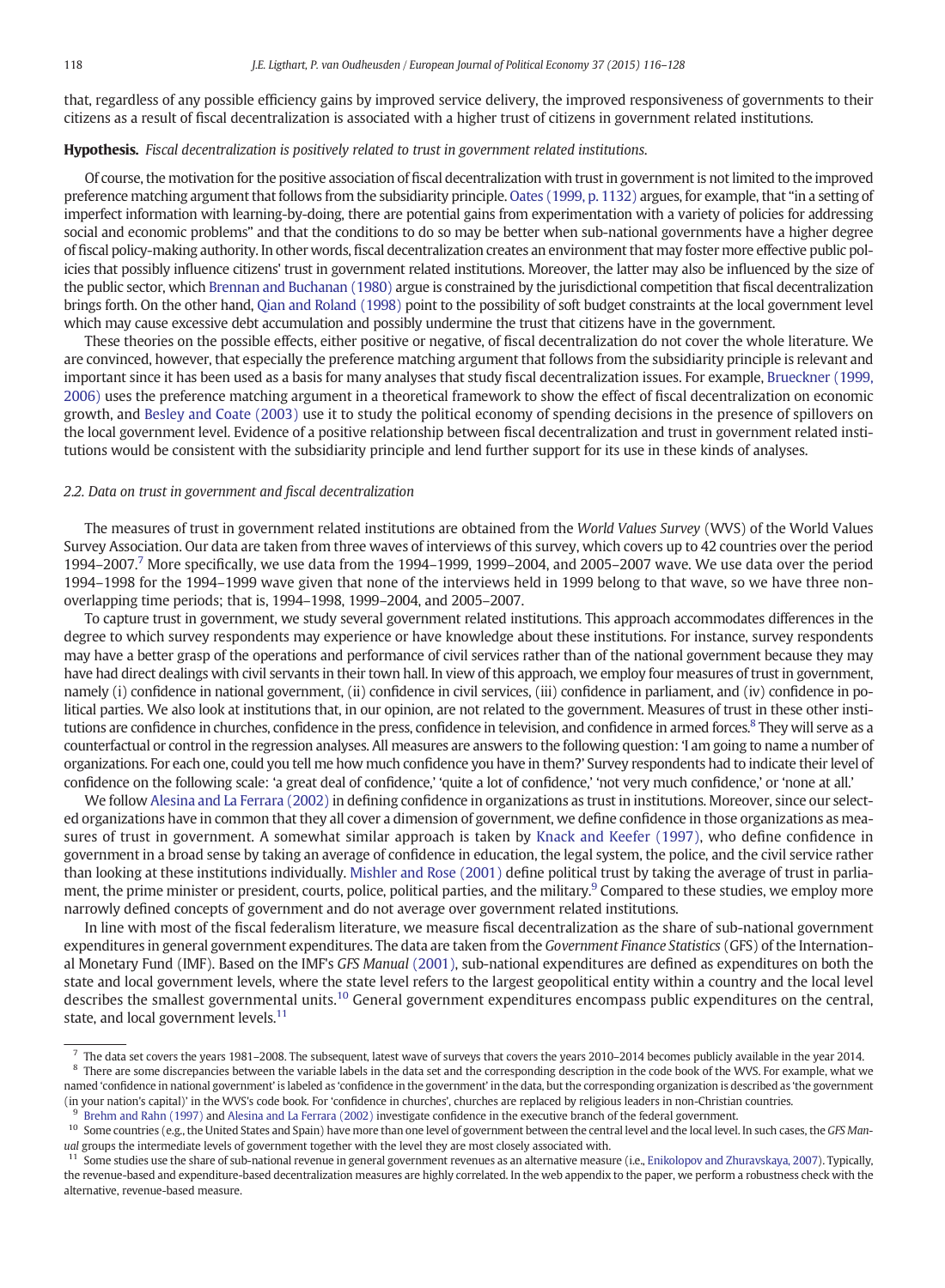that, regardless of any possible efficiency gains by improved service delivery, the improved responsiveness of governments to their citizens as a result of fiscal decentralization is associated with a higher trust of citizens in government related institutions.

**Hypothesis.** *Fiscal decentralization is positively related to trust in government related institutions.*

Of course, the motivation for the positive association of fiscal decentralization with trust in government is not limited to the improved preference matching argument that follows from the subsidiarity principle. Oates (1999, p. 1132) argues, for example, that "in a setting of imperfect information with learning-by-doing, there are potential gains from experimentation with a variety of policies for addressing social and economic problems" and that the conditions to do so may be better when sub-national governments have a higher degree of fiscal policy-making authority. In other words, fiscal decentralization creates an environment that may foster more effective public policies that possibly influence citizens' trust in government related institutions. Moreover, the latter may also be influenced by the size of the public sector, which Brennan and Buchanan (1980) argue is constrained by the jurisdictional competition that fiscal decentralization brings forth. On the other hand, Qian and Roland (1998) point to the possibility of soft budget constraints at the local government level which may cause excessive debt accumulation and possibly undermine the trust that citizens have in the government.

These theories on the possible effects, either positive or negative, of fiscal decentralization do not cover the whole literature. We are convinced, however, that especially the preference matching argument that follows from the subsidiarity principle is relevant and important since it has been used as a basis for many analyses that study fiscal decentralization issues. For example, Brueckner (1999, 2006) uses the preference matching argument in a theoretical framework to show the effect of fiscal decentralization on economic growth, and Besley and Coate (2003) use it to study the political economy of spending decisions in the presence of spillovers on the local government level. Evidence of a positive relationship between fiscal decentralization and trust in government related institutions would be consistent with the subsidiarity principle and lend further support for its use in these kinds of analyses.

### 2.2. Data on trust in government and fiscal decentralization

The measures of trust in government related institutions are obtained from the *World Values Survey* (WVS) of the World Values Survey Association. Our data are taken from three waves of interviews of this survey, which covers up to 42 countries over the period 1994–2007.[7] More specifically, we use data from the 1994–1999, 1999–2004, and 2005–2007 wave. We use data over the period 1994–1998 for the 1994–1999 wave given that none of the interviews held in 1999 belong to that wave, so we have three non-overlapping time periods; that is, 1994–1998, 1999–2004, and 2005–2007.

To capture trust in government, we study several government related institutions. This approach accommodates differences in the degree to which survey respondents may experience or have knowledge about these institutions. For instance, survey respondents may have a better grasp of the operations and performance of civil services rather than of the national government because they may have had direct dealings with civil servants in their town hall. In view of this approach, we employ four measures of trust in government, namely (i) confidence in national government, (ii) confidence in civil services, (iii) confidence in parliament, and (iv) confidence in political parties. We also look at institutions that, in our opinion, are not related to the government. Measures of trust in these other institutions are confidence in churches, confidence in the press, confidence in television, and confidence in armed forces.[8] They will serve as a counterfactual or control in the regression analyses. All measures are answers to the following question: 'I am going to name a number of organizations. For each one, could you tell me how much confidence you have in them?' Survey respondents had to indicate their level of confidence on the following scale: 'a great deal of confidence,' 'quite a lot of confidence,' 'not very much confidence,' or 'none at all.'

We follow Alesina and La Ferrara (2002) in defining confidence in organizations as trust in institutions. Moreover, since our selected organizations have in common that they all cover a dimension of government, we define confidence in those organizations as measures of trust in government. A somewhat similar approach is taken by Knack and Keefer (1997), who define confidence in government in a broad sense by taking an average of confidence in education, the legal system, the police, and the civil service rather than looking at these institutions individually. Mishler and Rose (2001) define political trust by taking the average of trust in parliament, the prime minister or president, courts, police, political parties, and the military.[9] Compared to these studies, we employ more narrowly defined concepts of government and do not average over government related institutions.

In line with most of the fiscal federalism literature, we measure fiscal decentralization as the share of sub-national government expenditures in general government expenditures. The data are taken from the *Government Finance Statistics* (GFS) of the International Monetary Fund (IMF). Based on the IMF's *GFS Manual* (2001), sub-national expenditures are defined as expenditures on both the state and local government levels, where the state level refers to the largest geopolitical entity within a country and the local level describes the smallest governmental units.[10] General government expenditures encompass public expenditures on the central, state, and local government levels.[11]

---

[7] The data set covers the years 1981–2008. The subsequent, latest wave of surveys that covers the years 2010–2014 becomes publicly available in the year 2014.

[8] There are some discrepancies between the variable labels in the data set and the corresponding description in the code book of the WVS. For example, what we named 'confidence in national government' is labeled as 'confidence in the government' in the data, but the corresponding organization is described as 'the government (in your nation's capital)' in the WVS's code book. For 'confidence in churches', churches are replaced by religious leaders in non-Christian countries.

[9] Brehm and Rahn (1997) and Alesina and La Ferrara (2002) investigate confidence in the executive branch of the federal government.

[10] Some countries (e.g., the United States and Spain) have more than one level of government between the central level and the local level. In such cases, the *GFS Manual* groups the intermediate levels of government together with the level they are most closely associated with.

[11] Some studies use the share of sub-national revenue in general government revenues as an alternative measure (i.e., Enikolopov and Zhuravskaya, 2007). Typically, the revenue-based and expenditure-based decentralization measures are highly correlated. In the web appendix to the paper, we perform a robustness check with the alternative, revenue-based measure.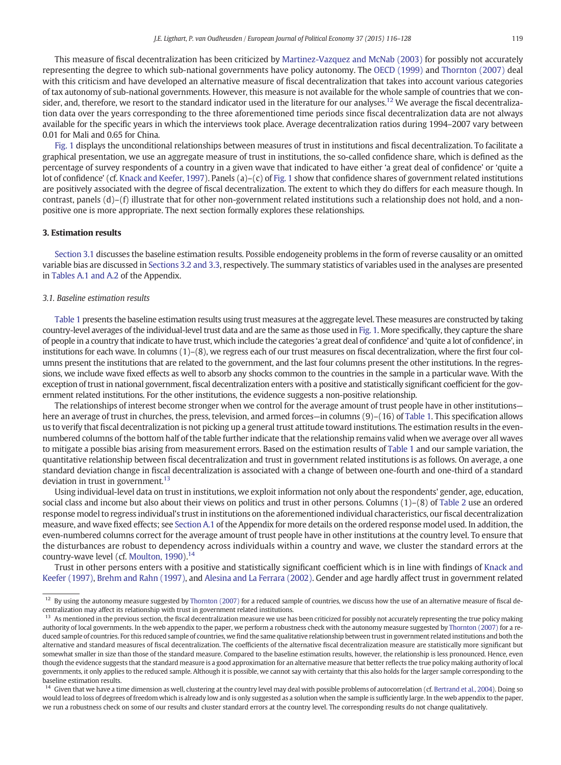This measure of fiscal decentralization has been criticized by Martinez-Vazquez and McNab (2003) for possibly not accurately representing the degree to which sub-national governments have policy autonomy. The OECD (1999) and Thornton (2007) deal with this criticism and have developed an alternative measure of fiscal decentralization that takes into account various categories of tax autonomy of sub-national governments. However, this measure is not available for the whole sample of countries that we consider, and, therefore, we resort to the standard indicator used in the literature for our analyses.[12] We average the fiscal decentralization data over the years corresponding to the three aforementioned time periods since fiscal decentralization data are not always available for the specific years in which the interviews took place. Average decentralization ratios during 1994–2007 vary between 0.01 for Mali and 0.65 for China.

Fig. 1 displays the unconditional relationships between measures of trust in institutions and fiscal decentralization. To facilitate a graphical presentation, we use an aggregate measure of trust in institutions, the so-called confidence share, which is defined as the percentage of survey respondents of a country in a given wave that indicated to have either 'a great deal of confidence' or 'quite a lot of confidence' (cf. Knack and Keefer, 1997). Panels (a)–(c) of Fig. 1 show that confidence shares of government related institutions are positively associated with the degree of fiscal decentralization. The extent to which they do differs for each measure though. In contrast, panels (d)–(f) illustrate that for other non-government related institutions such a relationship does not hold, and a non-positive one is more appropriate. The next section formally explores these relationships.

## 3. Estimation results

Section 3.1 discusses the baseline estimation results. Possible endogeneity problems in the form of reverse causality or an omitted variable bias are discussed in Sections 3.2 and 3.3, respectively. The summary statistics of variables used in the analyses are presented in Tables A.1 and A.2 of the Appendix.

### 3.1. Baseline estimation results

Table 1 presents the baseline estimation results using trust measures at the aggregate level. These measures are constructed by taking country-level averages of the individual-level trust data and are the same as those used in Fig. 1. More specifically, they capture the share of people in a country that indicate to have trust, which include the categories 'a great deal of confidence' and 'quite a lot of confidence', in institutions for each wave. In columns (1)–(8), we regress each of our trust measures on fiscal decentralization, where the first four columns present the institutions that are related to the government, and the last four columns present the other institutions. In the regressions, we include wave fixed effects as well to absorb any shocks common to the countries in the sample in a particular wave. With the exception of trust in national government, fiscal decentralization enters with a positive and statistically significant coefficient for the government related institutions. For the other institutions, the evidence suggests a non-positive relationship.

The relationships of interest become stronger when we control for the average amount of trust people have in other institutions—here an average of trust in churches, the press, television, and armed forces—in columns (9)–(16) of Table 1. This specification allows us to verify that fiscal decentralization is not picking up a general trust attitude toward institutions. The estimation results in the even-numbered columns of the bottom half of the table further indicate that the relationship remains valid when we average over all waves to mitigate a possible bias arising from measurement errors. Based on the estimation results of Table 1 and our sample variation, the quantitative relationship between fiscal decentralization and trust in government related institutions is as follows. On average, a one standard deviation change in fiscal decentralization is associated with a change of between one-fourth and one-third of a standard deviation in trust in government.[13]

Using individual-level data on trust in institutions, we exploit information not only about the respondents' gender, age, education, social class and income but also about their views on politics and trust in other persons. Columns (1)–(8) of Table 2 use an ordered response model to regress individual's trust in institutions on the aforementioned individual characteristics, our fiscal decentralization measure, and wave fixed effects; see Section A.1 of the Appendix for more details on the ordered response model used. In addition, the even-numbered columns correct for the average amount of trust people have in other institutions at the country level. To ensure that the disturbances are robust to dependency across individuals within a country and wave, we cluster the standard errors at the country-wave level (cf. Moulton, 1990).[14]

Trust in other persons enters with a positive and statistically significant coefficient which is in line with findings of Knack and Keefer (1997), Brehm and Rahn (1997), and Alesina and La Ferrara (2002). Gender and age hardly affect trust in government related

---

[12] By using the autonomy measure suggested by Thornton (2007) for a reduced sample of countries, we discuss how the use of an alternative measure of fiscal decentralization may affect its relationship with trust in government related institutions.

[13] As mentioned in the previous section, the fiscal decentralization measure we use has been criticized for possibly not accurately representing the true policy making authority of local governments. In the web appendix to the paper, we perform a robustness check with the autonomy measure suggested by Thornton (2007) for a reduced sample of countries. For this reduced sample of countries, we find the same qualitative relationship between trust in government related institutions and both the alternative and standard measures of fiscal decentralization. The coefficients of the alternative fiscal decentralization measure are statistically more significant but somewhat smaller in size than those of the standard measure. Compared to the baseline estimation results, however, the relationship is less pronounced. Hence, even though the evidence suggests that the standard measure is a good approximation for an alternative measure that better reflects the true policy making authority of local governments, it only applies to the reduced sample. Although it is possible, we cannot say with certainty that this also holds for the larger sample corresponding to the baseline estimation results.

[14] Given that we have a time dimension as well, clustering at the country level may deal with possible problems of autocorrelation (cf. Bertrand et al., 2004). Doing so would lead to loss of degrees of freedom which is already low and is only suggested as a solution when the sample is sufficiently large. In the web appendix to the paper, we run a robustness check on some of our results and cluster standard errors at the country level. The corresponding results do not change qualitatively.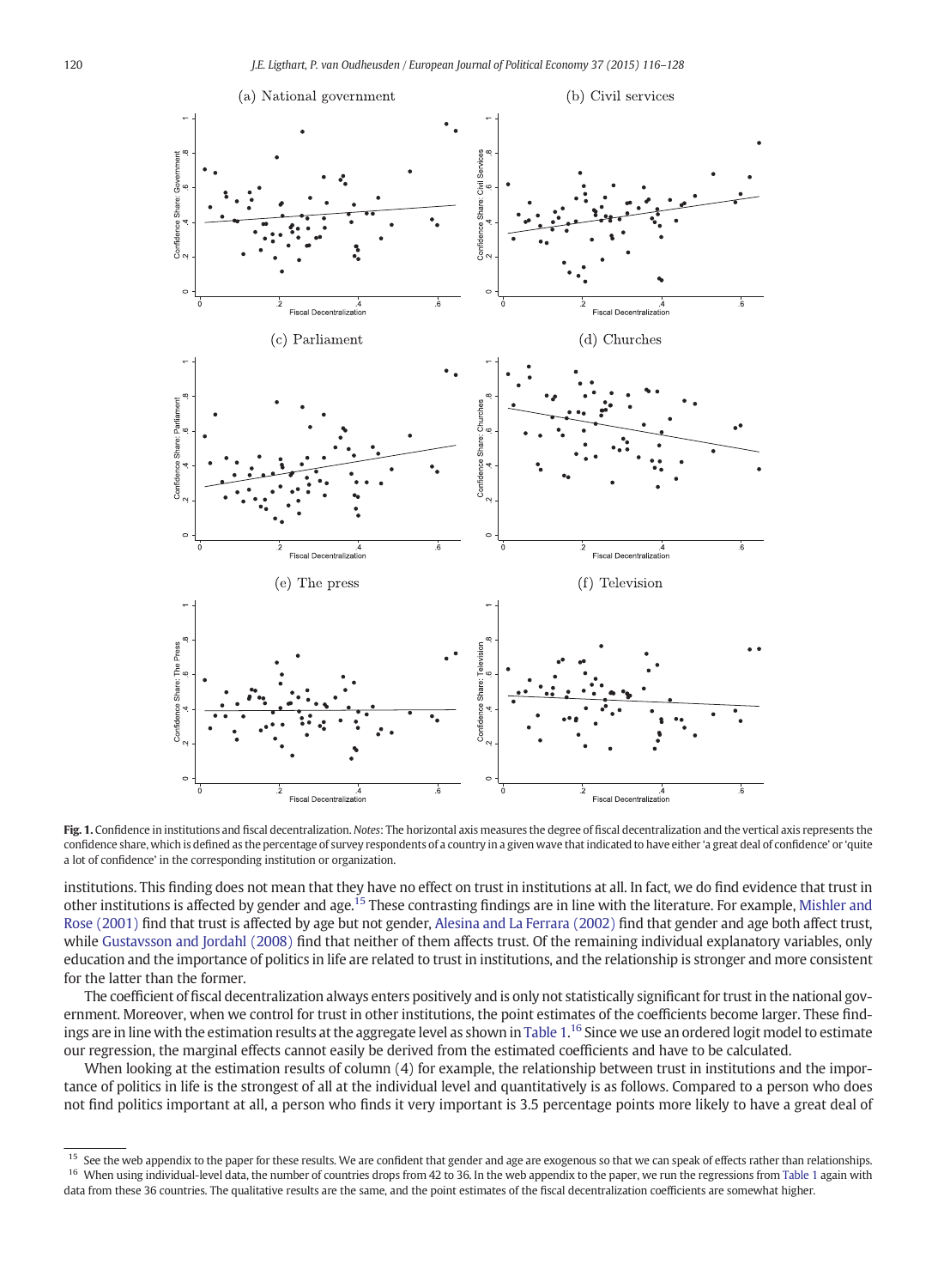**Fig. 1.** Confidence in institutions and fiscal decentralization. *Notes*: The horizontal axis measures the degree of fiscal decentralization and the vertical axis represents the confidence share, which is defined as the percentage of survey respondents of a country in a given wave that indicated to have either 'a great deal of confidence' or 'quite a lot of confidence' in the corresponding institution or organization.

institutions. This finding does not mean that they have no effect on trust in institutions at all. In fact, we do find evidence that trust in other institutions is affected by gender and age.[15] These contrasting findings are in line with the literature. For example, Mishler and Rose (2001) find that trust is affected by age but not gender, Alesina and La Ferrara (2002) find that gender and age both affect trust, while Gustavsson and Jordahl (2008) find that neither of them affects trust. Of the remaining individual explanatory variables, only education and the importance of politics in life are related to trust in institutions, and the relationship is stronger and more consistent for the latter than the former.

The coefficient of fiscal decentralization always enters positively and is only not statistically significant for trust in the national government. Moreover, when we control for trust in other institutions, the point estimates of the coefficients become larger. These findings are in line with the estimation results at the aggregate level as shown in Table 1.[16] Since we use an ordered logit model to estimate our regression, the marginal effects cannot easily be derived from the estimated coefficients and have to be calculated.

When looking at the estimation results of column (4) for example, the relationship between trust in institutions and the importance of politics in life is the strongest of all at the individual level and quantitatively is as follows. Compared to a person who does not find politics important at all, a person who finds it very important is 3.5 percentage points more likely to have a great deal of

[15] See the web appendix to the paper for these results. We are confident that gender and age are exogenous so that we can speak of effects rather than relationships.

[16] When using individual-level data, the number of countries drops from 42 to 36. In the web appendix to the paper, we run the regressions from Table 1 again with data from these 36 countries. The qualitative results are the same, and the point estimates of the fiscal decentralization coefficients are somewhat higher.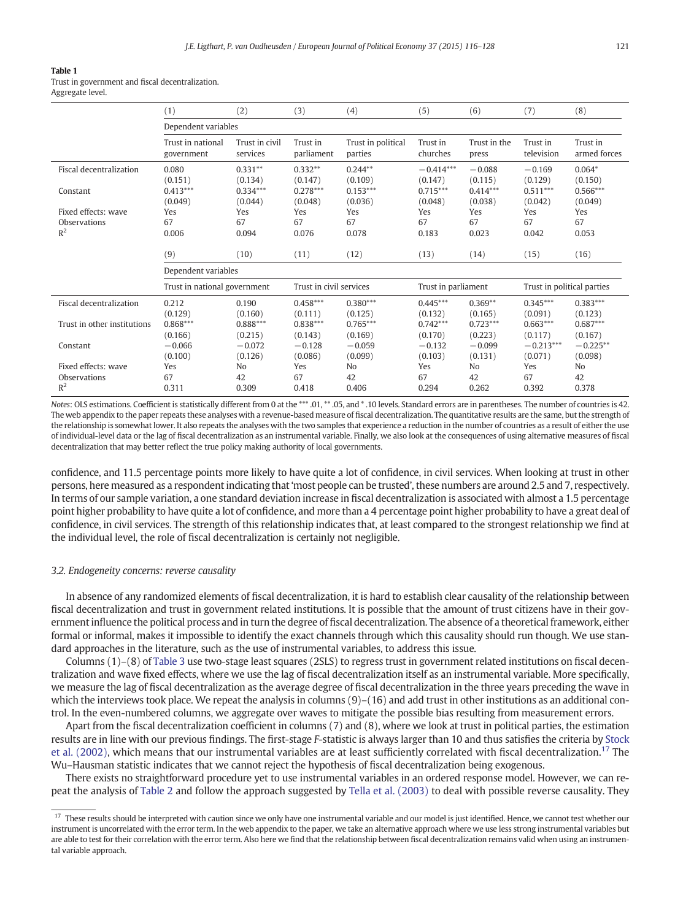**Table 1**
Trust in government and fiscal decentralization.
Aggregate level.

| | (1) | (2) | (3) | (4) | (5) | (6) | (7) | (8) |
|---|---|---|---|---|---|---|---|---|
| | Dependent variables | | | | | | | |
| | Trust in national government | Trust in civil services | Trust in parliament | Trust in political parties | Trust in churches | Trust in the press | Trust in television | Trust in armed forces |
| Fiscal decentralization | 0.080 | 0.331** | 0.332** | 0.244** | −0.414*** | −0.088 | −0.169 | 0.064* |
| | (0.151) | (0.134) | (0.147) | (0.109) | (0.147) | (0.115) | (0.129) | (0.150) |
| Constant | 0.413*** | 0.334*** | 0.278*** | 0.153*** | 0.715*** | 0.414*** | 0.511*** | 0.566*** |
| | (0.049) | (0.044) | (0.048) | (0.036) | (0.048) | (0.038) | (0.042) | (0.049) |
| Fixed effects: wave | Yes | Yes | Yes | Yes | Yes | Yes | Yes | Yes |
| Observations | 67 | 67 | 67 | 67 | 67 | 67 | 67 | 67 |
| $R^2$ | 0.006 | 0.094 | 0.076 | 0.078 | 0.183 | 0.023 | 0.042 | 0.053 |
| | (9) | (10) | (11) | (12) | (13) | (14) | (15) | (16) |
| | Dependent variables | | | | | | | |
| | Trust in national government | | Trust in civil services | | Trust in parliament | | Trust in political parties | |
| Fiscal decentralization | 0.212 | 0.190 | 0.458*** | 0.380*** | 0.445*** | 0.369** | 0.345*** | 0.383*** |
| | (0.129) | (0.160) | (0.111) | (0.125) | (0.132) | (0.165) | (0.091) | (0.123) |
| Trust in other institutions | 0.868*** | 0.888*** | 0.838*** | 0.765*** | 0.742*** | 0.723*** | 0.663*** | 0.687*** |
| | (0.166) | (0.215) | (0.143) | (0.169) | (0.170) | (0.223) | (0.117) | (0.167) |
| Constant | −0.066 | −0.072 | −0.128 | −0.059 | −0.132 | −0.099 | −0.213*** | −0.225** |
| | (0.100) | (0.126) | (0.086) | (0.099) | (0.103) | (0.131) | (0.071) | (0.098) |
| Fixed effects: wave | Yes | No | Yes | No | Yes | No | Yes | No |
| Observations | 67 | 42 | 67 | 42 | 67 | 42 | 67 | 42 |
| $R^2$ | 0.311 | 0.309 | 0.418 | 0.406 | 0.294 | 0.262 | 0.392 | 0.378 |

*Notes*: OLS estimations. Coefficient is statistically different from 0 at the *** .01, ** .05, and * .10 levels. Standard errors are in parentheses. The number of countries is 42. The web appendix to the paper repeats these analyses with a revenue-based measure of fiscal decentralization. The quantitative results are the same, but the strength of the relationship is somewhat lower. It also repeats the analyses with the two samples that experience a reduction in the number of countries as a result of either the use of individual-level data or the lag of fiscal decentralization as an instrumental variable. Finally, we also look at the consequences of using alternative measures of fiscal decentralization that may better reflect the true policy making authority of local governments.

confidence, and 11.5 percentage points more likely to have quite a lot of confidence, in civil services. When looking at trust in other persons, here measured as a respondent indicating that 'most people can be trusted', these numbers are around 2.5 and 7, respectively. In terms of our sample variation, a one standard deviation increase in fiscal decentralization is associated with almost a 1.5 percentage point higher probability to have quite a lot of confidence, and more than a 4 percentage point higher probability to have a great deal of confidence, in civil services. The strength of this relationship indicates that, at least compared to the strongest relationship we find at the individual level, the role of fiscal decentralization is certainly not negligible.

### 3.2. Endogeneity concerns: reverse causality

In absence of any randomized elements of fiscal decentralization, it is hard to establish clear causality of the relationship between fiscal decentralization and trust in government related institutions. It is possible that the amount of trust citizens have in their government influence the political process and in turn the degree of fiscal decentralization. The absence of a theoretical framework, either formal or informal, makes it impossible to identify the exact channels through which this causality should run though. We use standard approaches in the literature, such as the use of instrumental variables, to address this issue.

Columns (1)–(8) of Table 3 use two-stage least squares (2SLS) to regress trust in government related institutions on fiscal decentralization and wave fixed effects, where we use the lag of fiscal decentralization itself as an instrumental variable. More specifically, we measure the lag of fiscal decentralization as the average degree of fiscal decentralization in the three years preceding the wave in which the interviews took place. We repeat the analysis in columns (9)–(16) and add trust in other institutions as an additional control. In the even-numbered columns, we aggregate over waves to mitigate the possible bias resulting from measurement errors.

Apart from the fiscal decentralization coefficient in columns (7) and (8), where we look at trust in political parties, the estimation results are in line with our previous findings. The first-stage *F*-statistic is always larger than 10 and thus satisfies the criteria by Stock et al. (2002), which means that our instrumental variables are at least sufficiently correlated with fiscal decentralization.[17] The Wu–Hausman statistic indicates that we cannot reject the hypothesis of fiscal decentralization being exogenous.

There exists no straightforward procedure yet to use instrumental variables in an ordered response model. However, we can repeat the analysis of Table 2 and follow the approach suggested by Tella et al. (2003) to deal with possible reverse causality. They

[17] These results should be interpreted with caution since we only have one instrumental variable and our model is just identified. Hence, we cannot test whether our instrument is uncorrelated with the error term. In the web appendix to the paper, we take an alternative approach where we use less strong instrumental variables but are able to test for their correlation with the error term. Also here we find that the relationship between fiscal decentralization remains valid when using an instrumental variable approach.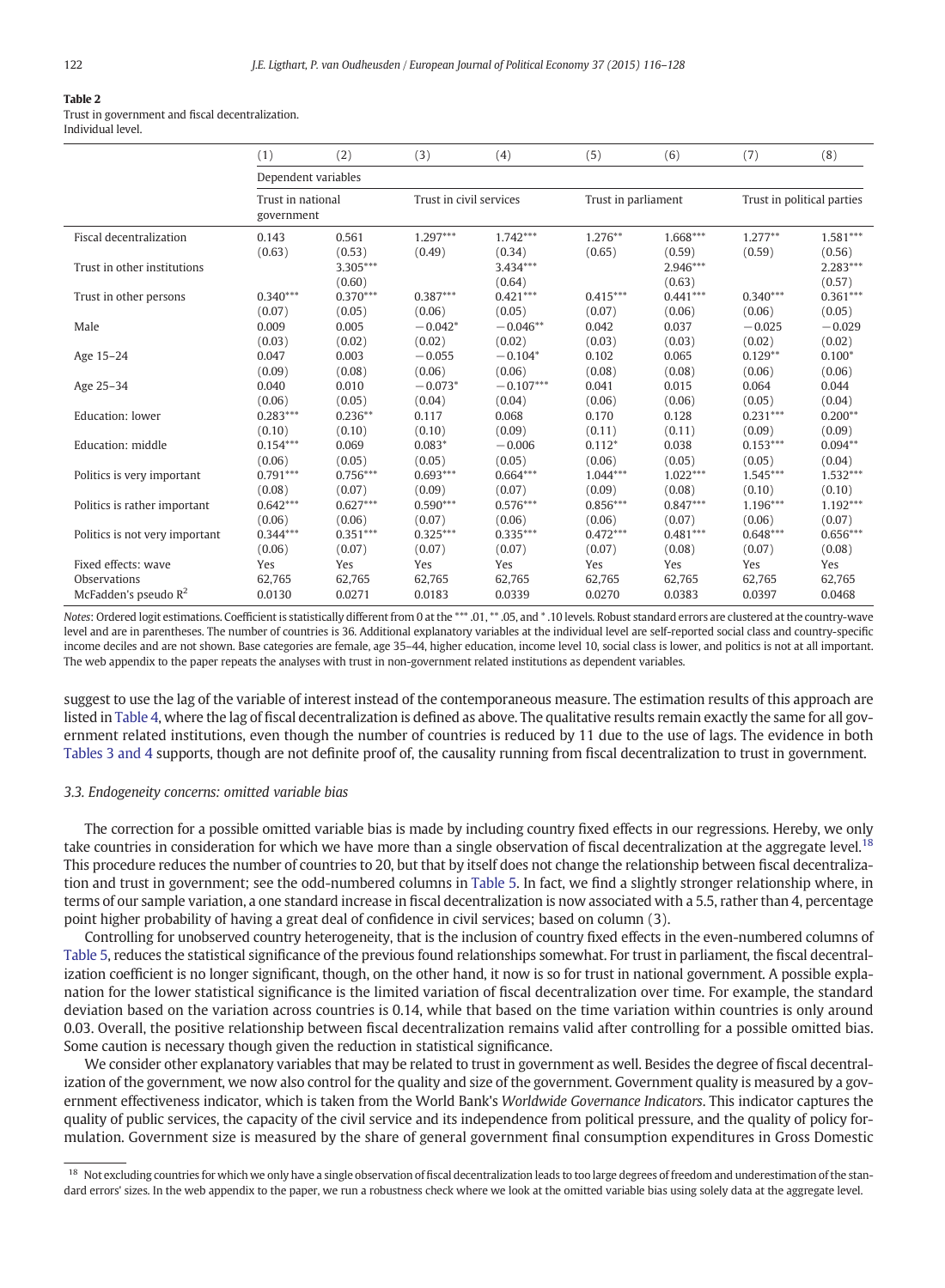**Table 2**
Trust in government and fiscal decentralization.
Individual level.

| | (1) | (2) | (3) | (4) | (5) | (6) | (7) | (8) |
|---|---|---|---|---|---|---|---|---|
| | Dependent variables | | | | | | | |
| | Trust in national government | | Trust in civil services | | Trust in parliament | | Trust in political parties | |
| Fiscal decentralization | 0.143 | 0.561 | 1.297*** | 1.742*** | 1.276** | 1.668*** | 1.277** | 1.581*** |
| | (0.63) | (0.53) | (0.49) | (0.34) | (0.65) | (0.59) | (0.59) | (0.56) |
| Trust in other institutions | | 3.305*** | | 3.434*** | | 2.946*** | | 2.283*** |
| | | (0.60) | | (0.64) | | (0.63) | | (0.57) |
| Trust in other persons | 0.340*** | 0.370*** | 0.387*** | 0.421*** | 0.415*** | 0.441*** | 0.340*** | 0.361*** |
| | (0.07) | (0.05) | (0.06) | (0.05) | (0.07) | (0.06) | (0.06) | (0.05) |
| Male | 0.009 | 0.005 | −0.042* | −0.046** | 0.042 | 0.037 | −0.025 | −0.029 |
| | (0.03) | (0.02) | (0.02) | (0.02) | (0.03) | (0.03) | (0.02) | (0.02) |
| Age 15–24 | 0.047 | 0.003 | −0.055 | −0.104* | 0.102 | 0.065 | 0.129** | 0.100* |
| | (0.09) | (0.08) | (0.06) | (0.06) | (0.08) | (0.08) | (0.06) | (0.06) |
| Age 25–34 | 0.040 | 0.010 | −0.073* | −0.107*** | 0.041 | 0.015 | 0.064 | 0.044 |
| | (0.06) | (0.05) | (0.04) | (0.04) | (0.06) | (0.06) | (0.05) | (0.04) |
| Education: lower | 0.283*** | 0.236** | 0.117 | 0.068 | 0.170 | 0.128 | 0.231*** | 0.200** |
| | (0.10) | (0.10) | (0.10) | (0.09) | (0.11) | (0.11) | (0.09) | (0.09) |
| Education: middle | 0.154*** | 0.069 | 0.083* | −0.006 | 0.112* | 0.038 | 0.153*** | 0.094** |
| | (0.06) | (0.05) | (0.05) | (0.05) | (0.06) | (0.05) | (0.05) | (0.04) |
| Politics is very important | 0.791*** | 0.756*** | 0.693*** | 0.664*** | 1.044*** | 1.022*** | 1.545*** | 1.532*** |
| | (0.08) | (0.07) | (0.09) | (0.07) | (0.09) | (0.08) | (0.10) | (0.10) |
| Politics is rather important | 0.642*** | 0.627*** | 0.590*** | 0.576*** | 0.856*** | 0.847*** | 1.196*** | 1.192*** |
| | (0.06) | (0.06) | (0.07) | (0.06) | (0.06) | (0.07) | (0.06) | (0.07) |
| Politics is not very important | 0.344*** | 0.351*** | 0.325*** | 0.335*** | 0.472*** | 0.481*** | 0.648*** | 0.656*** |
| | (0.06) | (0.07) | (0.07) | (0.07) | (0.07) | (0.08) | (0.07) | (0.08) |
| Fixed effects: wave | Yes | Yes | Yes | Yes | Yes | Yes | Yes | Yes |
| Observations | 62,765 | 62,765 | 62,765 | 62,765 | 62,765 | 62,765 | 62,765 | 62,765 |
| McFadden's pseudo $R^2$ | 0.0130 | 0.0271 | 0.0183 | 0.0339 | 0.0270 | 0.0383 | 0.0397 | 0.0468 |

*Notes*: Ordered logit estimations. Coefficient is statistically different from 0 at the *** .01, ** .05, and * .10 levels. Robust standard errors are clustered at the country-wave level and are in parentheses. The number of countries is 36. Additional explanatory variables at the individual level are self-reported social class and country-specific income deciles and are not shown. Base categories are female, age 35–44, higher education, income level 10, social class is lower, and politics is not at all important. The web appendix to the paper repeats the analyses with trust in non-government related institutions as dependent variables.

suggest to use the lag of the variable of interest instead of the contemporaneous measure. The estimation results of this approach are listed in Table 4, where the lag of fiscal decentralization is defined as above. The qualitative results remain exactly the same for all government related institutions, even though the number of countries is reduced by 11 due to the use of lags. The evidence in both Tables 3 and 4 supports, though are not definite proof of, the causality running from fiscal decentralization to trust in government.

### 3.3. Endogeneity concerns: omitted variable bias

The correction for a possible omitted variable bias is made by including country fixed effects in our regressions. Hereby, we only take countries in consideration for which we have more than a single observation of fiscal decentralization at the aggregate level.[18] This procedure reduces the number of countries to 20, but that by itself does not change the relationship between fiscal decentralization and trust in government; see the odd-numbered columns in Table 5. In fact, we find a slightly stronger relationship where, in terms of our sample variation, a one standard increase in fiscal decentralization is now associated with a 5.5, rather than 4, percentage point higher probability of having a great deal of confidence in civil services; based on column (3).

Controlling for unobserved country heterogeneity, that is the inclusion of country fixed effects in the even-numbered columns of Table 5, reduces the statistical significance of the previous found relationships somewhat. For trust in parliament, the fiscal decentralization coefficient is no longer significant, though, on the other hand, it now is so for trust in national government. A possible explanation for the lower statistical significance is the limited variation of fiscal decentralization over time. For example, the standard deviation based on the variation across countries is 0.14, while that based on the time variation within countries is only around 0.03. Overall, the positive relationship between fiscal decentralization remains valid after controlling for a possible omitted bias. Some caution is necessary though given the reduction in statistical significance.

We consider other explanatory variables that may be related to trust in government as well. Besides the degree of fiscal decentralization of the government, we now also control for the quality and size of the government. Government quality is measured by a government effectiveness indicator, which is taken from the World Bank's *Worldwide Governance Indicators*. This indicator captures the quality of public services, the capacity of the civil service and its independence from political pressure, and the quality of policy formulation. Government size is measured by the share of general government final consumption expenditures in Gross Domestic

[18] Not excluding countries for which we only have a single observation of fiscal decentralization leads to too large degrees of freedom and underestimation of the standard errors' sizes. In the web appendix to the paper, we run a robustness check where we look at the omitted variable bias using solely data at the aggregate level.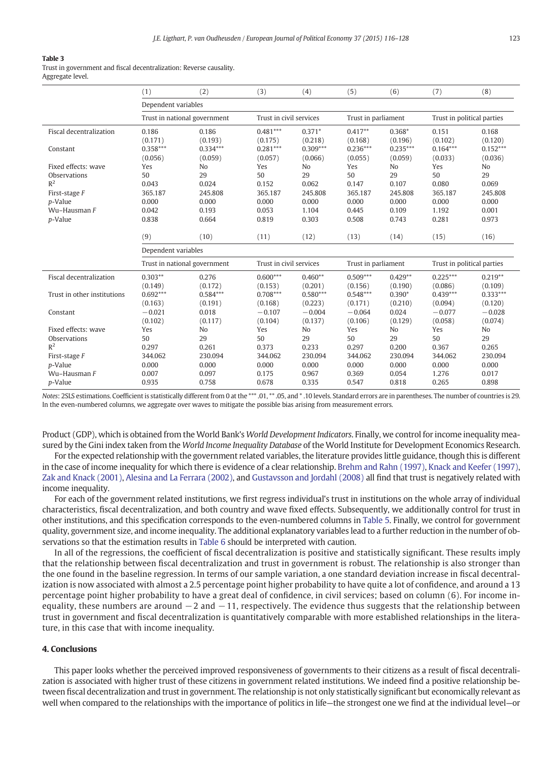**Table 3**
Trust in government and fiscal decentralization: Reverse causality.
Aggregate level.

| | (1) | (2) | (3) | (4) | (5) | (6) | (7) | (8) |
|---|---|---|---|---|---|---|---|---|
| | Dependent variables | | | | | | | |
| | Trust in national government | | Trust in civil services | | Trust in parliament | | Trust in political parties | |
| Fiscal decentralization | 0.186 | 0.186 | 0.481*** | 0.371* | 0.417** | 0.368* | 0.151 | 0.168 |
| | (0.171) | (0.193) | (0.175) | (0.218) | (0.168) | (0.196) | (0.102) | (0.120) |
| Constant | 0.358*** | 0.334*** | 0.281*** | 0.309*** | 0.236*** | 0.235*** | 0.164*** | 0.152*** |
| | (0.056) | (0.059) | (0.057) | (0.066) | (0.055) | (0.059) | (0.033) | (0.036) |
| Fixed effects: wave | Yes | No | Yes | No | Yes | No | Yes | No |
| Observations | 50 | 29 | 50 | 29 | 50 | 29 | 50 | 29 |
| $R^2$ | 0.043 | 0.024 | 0.152 | 0.062 | 0.147 | 0.107 | 0.080 | 0.069 |
| First-stage *F* | 365.187 | 245.808 | 365.187 | 245.808 | 365.187 | 245.808 | 365.187 | 245.808 |
| *p*-Value | 0.000 | 0.000 | 0.000 | 0.000 | 0.000 | 0.000 | 0.000 | 0.000 |
| Wu–Hausman *F* | 0.042 | 0.193 | 0.053 | 1.104 | 0.445 | 0.109 | 1.192 | 0.001 |
| *p*-Value | 0.838 | 0.664 | 0.819 | 0.303 | 0.508 | 0.743 | 0.281 | 0.973 |
| | (9) | (10) | (11) | (12) | (13) | (14) | (15) | (16) |
| | Dependent variables | | | | | | | |
| | Trust in national government | | Trust in civil services | | Trust in parliament | | Trust in political parties | |
| Fiscal decentralization | 0.303** | 0.276 | 0.600*** | 0.460** | 0.509*** | 0.429** | 0.225*** | 0.219** |
| | (0.149) | (0.172) | (0.153) | (0.201) | (0.156) | (0.190) | (0.086) | (0.109) |
| Trust in other institutions | 0.692*** | 0.584*** | 0.708*** | 0.580*** | 0.548*** | 0.390* | 0.439*** | 0.333*** |
| | (0.163) | (0.191) | (0.168) | (0.223) | (0.171) | (0.210) | (0.094) | (0.120) |
| Constant | −0.021 | 0.018 | −0.107 | −0.004 | −0.064 | 0.024 | −0.077 | −0.028 |
| | (0.102) | (0.117) | (0.104) | (0.137) | (0.106) | (0.129) | (0.058) | (0.074) |
| Fixed effects: wave | Yes | No | Yes | No | Yes | No | Yes | No |
| Observations | 50 | 29 | 50 | 29 | 50 | 29 | 50 | 29 |
| $R^2$ | 0.297 | 0.261 | 0.373 | 0.233 | 0.297 | 0.200 | 0.367 | 0.265 |
| First-stage *F* | 344.062 | 230.094 | 344.062 | 230.094 | 344.062 | 230.094 | 344.062 | 230.094 |
| *p*-Value | 0.000 | 0.000 | 0.000 | 0.000 | 0.000 | 0.000 | 0.000 | 0.000 |
| Wu–Hausman *F* | 0.007 | 0.097 | 0.175 | 0.967 | 0.369 | 0.054 | 1.276 | 0.017 |
| *p*-Value | 0.935 | 0.758 | 0.678 | 0.335 | 0.547 | 0.818 | 0.265 | 0.898 |

*Notes*: 2SLS estimations. Coefficient is statistically different from 0 at the *** .01, ** .05, and * .10 levels. Standard errors are in parentheses. The number of countries is 29. In the even-numbered columns, we aggregate over waves to mitigate the possible bias arising from measurement errors.

Product (GDP), which is obtained from the World Bank's *World Development Indicators*. Finally, we control for income inequality measured by the Gini index taken from the *World Income Inequality Database* of the World Institute for Development Economics Research.

For the expected relationship with the government related variables, the literature provides little guidance, though this is different in the case of income inequality for which there is evidence of a clear relationship. Brehm and Rahn (1997), Knack and Keefer (1997), Zak and Knack (2001), Alesina and La Ferrara (2002), and Gustavsson and Jordahl (2008) all find that trust is negatively related with income inequality.

For each of the government related institutions, we first regress individual's trust in institutions on the whole array of individual characteristics, fiscal decentralization, and both country and wave fixed effects. Subsequently, we additionally control for trust in other institutions, and this specification corresponds to the even-numbered columns in Table 5. Finally, we control for government quality, government size, and income inequality. The additional explanatory variables lead to a further reduction in the number of observations so that the estimation results in Table 6 should be interpreted with caution.

In all of the regressions, the coefficient of fiscal decentralization is positive and statistically significant. These results imply that the relationship between fiscal decentralization and trust in government is robust. The relationship is also stronger than the one found in the baseline regression. In terms of our sample variation, a one standard deviation increase in fiscal decentralization is now associated with almost a 2.5 percentage point higher probability to have quite a lot of confidence, and around a 13 percentage point higher probability to have a great deal of confidence, in civil services; based on column (6). For income inequality, these numbers are around −2 and −11, respectively. The evidence thus suggests that the relationship between trust in government and fiscal decentralization is quantitatively comparable with more established relationships in the literature, in this case that with income inequality.

## 4. Conclusions

This paper looks whether the perceived improved responsiveness of governments to their citizens as a result of fiscal decentralization is associated with higher trust of these citizens in government related institutions. We indeed find a positive relationship between fiscal decentralization and trust in government. The relationship is not only statistically significant but economically relevant as well when compared to the relationships with the importance of politics in life—the strongest one we find at the individual level—or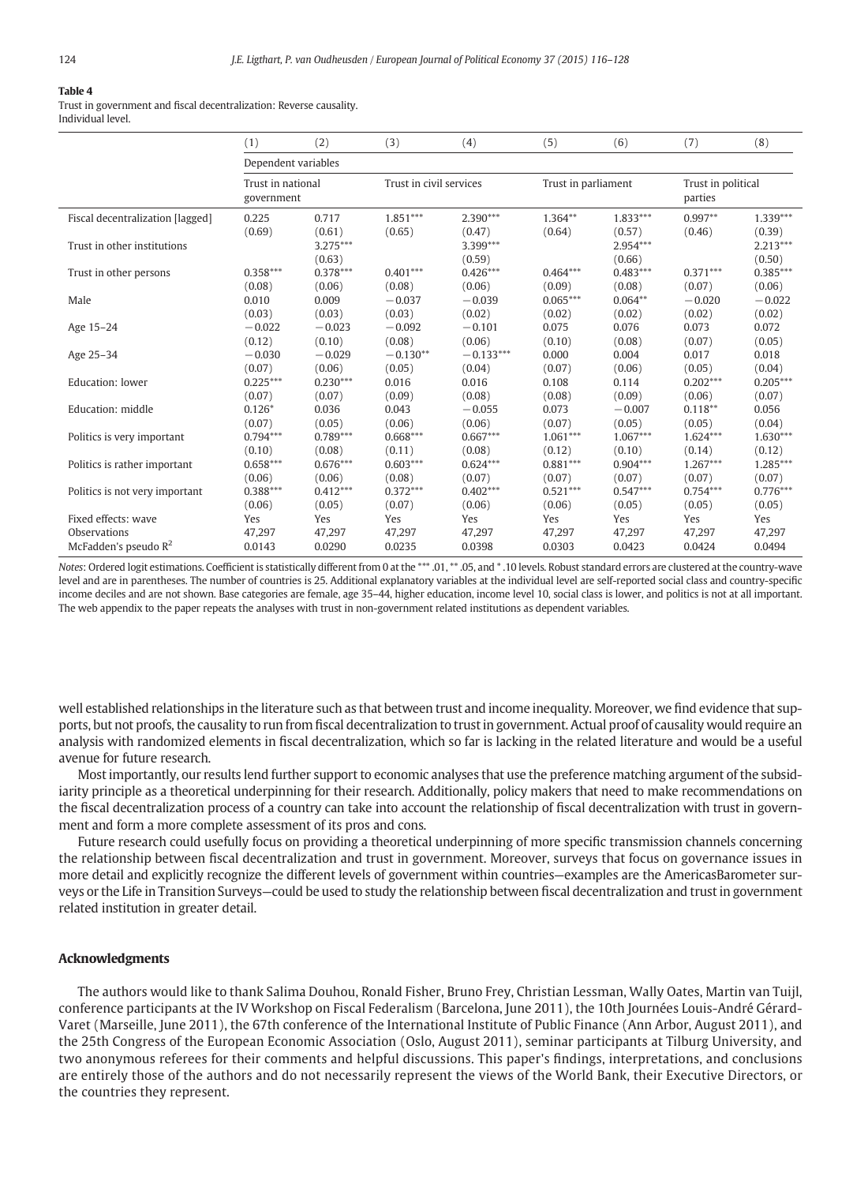**Table 4**
Trust in government and fiscal decentralization: Reverse causality.
Individual level.

| | (1) | (2) | (3) | (4) | (5) | (6) | (7) | (8) |
|---|---|---|---|---|---|---|---|---|
| | Dependent variables | | | | | | | |
| | Trust in national government | | Trust in civil services | | Trust in parliament | | Trust in political parties | |
| Fiscal decentralization [lagged] | 0.225 | 0.717 | 1.851*** | 2.390*** | 1.364** | 1.833*** | 0.997** | 1.339*** |
| | (0.69) | (0.61) | (0.65) | (0.47) | (0.64) | (0.57) | (0.46) | (0.39) |
| Trust in other institutions | | 3.275*** | | 3.399*** | | 2.954*** | | 2.213*** |
| | | (0.63) | | (0.59) | | (0.66) | | (0.50) |
| Trust in other persons | 0.358*** | 0.378*** | 0.401*** | 0.426*** | 0.464*** | 0.483*** | 0.371*** | 0.385*** |
| | (0.08) | (0.06) | (0.08) | (0.06) | (0.09) | (0.08) | (0.07) | (0.06) |
| Male | 0.010 | 0.009 | −0.037 | −0.039 | 0.065*** | 0.064** | −0.020 | −0.022 |
| | (0.03) | (0.03) | (0.03) | (0.02) | (0.02) | (0.02) | (0.02) | (0.02) |
| Age 15–24 | −0.022 | −0.023 | −0.092 | −0.101 | 0.075 | 0.076 | 0.073 | 0.072 |
| | (0.12) | (0.10) | (0.08) | (0.06) | (0.10) | (0.08) | (0.07) | (0.05) |
| Age 25–34 | −0.030 | −0.029 | −0.130** | −0.133*** | 0.000 | 0.004 | 0.017 | 0.018 |
| | (0.07) | (0.06) | (0.05) | (0.04) | (0.07) | (0.06) | (0.05) | (0.04) |
| Education: lower | 0.225*** | 0.230*** | 0.016 | 0.016 | 0.108 | 0.114 | 0.202*** | 0.205*** |
| | (0.07) | (0.07) | (0.09) | (0.08) | (0.08) | (0.09) | (0.06) | (0.07) |
| Education: middle | 0.126* | 0.036 | 0.043 | −0.055 | 0.073 | −0.007 | 0.118** | 0.056 |
| | (0.07) | (0.05) | (0.06) | (0.06) | (0.07) | (0.05) | (0.05) | (0.04) |
| Politics is very important | 0.794*** | 0.789*** | 0.668*** | 0.667*** | 1.061*** | 1.067*** | 1.624*** | 1.630*** |
| | (0.10) | (0.08) | (0.11) | (0.08) | (0.12) | (0.10) | (0.14) | (0.12) |
| Politics is rather important | 0.658*** | 0.676*** | 0.603*** | 0.624*** | 0.881*** | 0.904*** | 1.267*** | 1.285*** |
| | (0.06) | (0.06) | (0.08) | (0.07) | (0.07) | (0.07) | (0.07) | (0.07) |
| Politics is not very important | 0.388*** | 0.412*** | 0.372*** | 0.402*** | 0.521*** | 0.547*** | 0.754*** | 0.776*** |
| | (0.06) | (0.05) | (0.07) | (0.06) | (0.06) | (0.05) | (0.05) | (0.05) |
| Fixed effects: wave | Yes | Yes | Yes | Yes | Yes | Yes | Yes | Yes |
| Observations | 47,297 | 47,297 | 47,297 | 47,297 | 47,297 | 47,297 | 47,297 | 47,297 |
| McFadden's pseudo $R^2$ | 0.0143 | 0.0290 | 0.0235 | 0.0398 | 0.0303 | 0.0423 | 0.0424 | 0.0494 |

*Notes*: Ordered logit estimations. Coefficient is statistically different from 0 at the *** .01, ** .05, and * .10 levels. Robust standard errors are clustered at the country-wave level and are in parentheses. The number of countries is 25. Additional explanatory variables at the individual level are self-reported social class and country-specific income deciles and are not shown. Base categories are female, age 35–44, higher education, income level 10, social class is lower, and politics is not at all important. The web appendix to the paper repeats the analyses with trust in non-government related institutions as dependent variables.

well established relationships in the literature such as that between trust and income inequality. Moreover, we find evidence that supports, but not proofs, the causality to run from fiscal decentralization to trust in government. Actual proof of causality would require an analysis with randomized elements in fiscal decentralization, which so far is lacking in the related literature and would be a useful avenue for future research.

Most importantly, our results lend further support to economic analyses that use the preference matching argument of the subsidiarity principle as a theoretical underpinning for their research. Additionally, policy makers that need to make recommendations on the fiscal decentralization process of a country can take into account the relationship of fiscal decentralization with trust in government and form a more complete assessment of its pros and cons.

Future research could usefully focus on providing a theoretical underpinning of more specific transmission channels concerning the relationship between fiscal decentralization and trust in government. Moreover, surveys that focus on governance issues in more detail and explicitly recognize the different levels of government within countries—examples are the AmericasBarometer surveys or the Life in Transition Surveys—could be used to study the relationship between fiscal decentralization and trust in government related institution in greater detail.

## Acknowledgments

The authors would like to thank Salima Douhou, Ronald Fisher, Bruno Frey, Christian Lessman, Wally Oates, Martin van Tuijl, conference participants at the IV Workshop on Fiscal Federalism (Barcelona, June 2011), the 10th Journées Louis-André Gérard-Varet (Marseille, June 2011), the 67th conference of the International Institute of Public Finance (Ann Arbor, August 2011), and the 25th Congress of the European Economic Association (Oslo, August 2011), seminar participants at Tilburg University, and two anonymous referees for their comments and helpful discussions. This paper's findings, interpretations, and conclusions are entirely those of the authors and do not necessarily represent the views of the World Bank, their Executive Directors, or the countries they represent.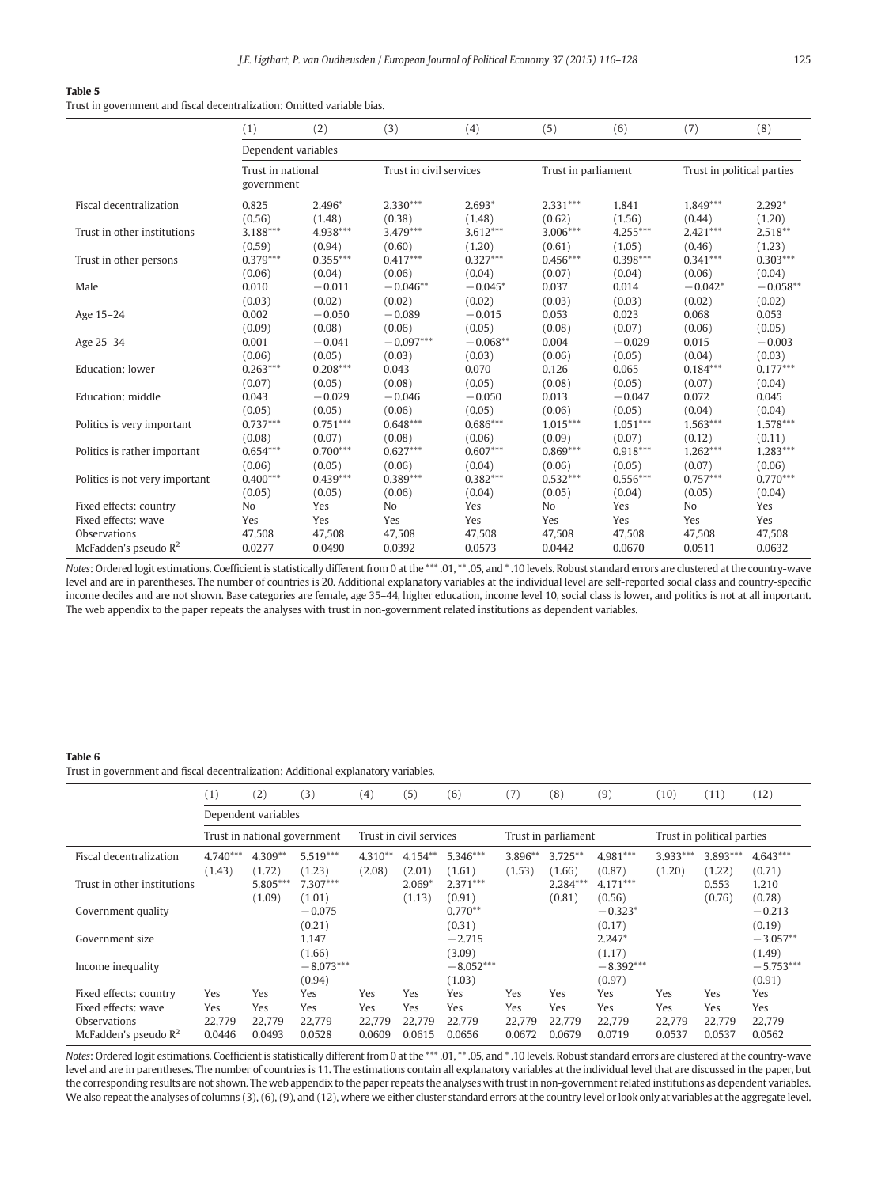**Table 5**
Trust in government and fiscal decentralization: Omitted variable bias.

| | (1) | (2) | (3) | (4) | (5) | (6) | (7) | (8) |
|---|---|---|---|---|---|---|---|---|
| | Dependent variables | | | | | | | |
| | Trust in national government | | Trust in civil services | | Trust in parliament | | Trust in political parties | |
| Fiscal decentralization | 0.825 | 2.496* | 2.330*** | 2.693* | 2.331*** | 1.841 | 1.849*** | 2.292* |
| | (0.56) | (1.48) | (0.38) | (1.48) | (0.62) | (1.56) | (0.44) | (1.20) |
| Trust in other institutions | 3.188*** | 4.938*** | 3.479*** | 3.612*** | 3.006*** | 4.255*** | 2.421*** | 2.518** |
| | (0.59) | (0.94) | (0.60) | (1.20) | (0.61) | (1.05) | (0.46) | (1.23) |
| Trust in other persons | 0.379*** | 0.355*** | 0.417*** | 0.327*** | 0.456*** | 0.398*** | 0.341*** | 0.303*** |
| | (0.06) | (0.04) | (0.06) | (0.04) | (0.07) | (0.04) | (0.06) | (0.04) |
| Male | 0.010 | −0.011 | −0.046** | −0.045* | 0.037 | 0.014 | −0.042* | −0.058** |
| | (0.03) | (0.02) | (0.02) | (0.02) | (0.03) | (0.03) | (0.02) | (0.02) |
| Age 15–24 | 0.002 | −0.050 | −0.089 | −0.015 | 0.053 | 0.023 | 0.068 | 0.053 |
| | (0.09) | (0.08) | (0.06) | (0.05) | (0.08) | (0.07) | (0.06) | (0.05) |
| Age 25–34 | 0.001 | −0.041 | −0.097*** | −0.068** | 0.004 | −0.029 | 0.015 | −0.003 |
| | (0.06) | (0.05) | (0.03) | (0.03) | (0.06) | (0.05) | (0.04) | (0.03) |
| Education: lower | 0.263*** | 0.208*** | 0.043 | 0.070 | 0.126 | 0.065 | 0.184*** | 0.177*** |
| | (0.07) | (0.05) | (0.08) | (0.05) | (0.08) | (0.05) | (0.07) | (0.04) |
| Education: middle | 0.043 | −0.029 | −0.046 | −0.050 | 0.013 | −0.047 | 0.072 | 0.045 |
| | (0.05) | (0.05) | (0.06) | (0.05) | (0.06) | (0.05) | (0.04) | (0.04) |
| Politics is very important | 0.737*** | 0.751*** | 0.648*** | 0.686*** | 1.015*** | 1.051*** | 1.563*** | 1.578*** |
| | (0.08) | (0.07) | (0.08) | (0.06) | (0.09) | (0.07) | (0.12) | (0.11) |
| Politics is rather important | 0.654*** | 0.700*** | 0.627*** | 0.607*** | 0.869*** | 0.918*** | 1.262*** | 1.283*** |
| | (0.06) | (0.05) | (0.06) | (0.04) | (0.06) | (0.05) | (0.07) | (0.06) |
| Politics is not very important | 0.400*** | 0.439*** | 0.389*** | 0.382*** | 0.532*** | 0.556*** | 0.757*** | 0.770*** |
| | (0.05) | (0.05) | (0.06) | (0.04) | (0.05) | (0.04) | (0.05) | (0.04) |
| Fixed effects: country | No | Yes | No | Yes | No | Yes | No | Yes |
| Fixed effects: wave | Yes | Yes | Yes | Yes | Yes | Yes | Yes | Yes |
| Observations | 47,508 | 47,508 | 47,508 | 47,508 | 47,508 | 47,508 | 47,508 | 47,508 |
| McFadden's pseudo $R^2$ | 0.0277 | 0.0490 | 0.0392 | 0.0573 | 0.0442 | 0.0670 | 0.0511 | 0.0632 |

*Notes*: Ordered logit estimations. Coefficient is statistically different from 0 at the *** .01, ** .05, and * .10 levels. Robust standard errors are clustered at the country-wave level and are in parentheses. The number of countries is 20. Additional explanatory variables at the individual level are self-reported social class and country-specific income deciles and are not shown. Base categories are female, age 35–44, higher education, income level 10, social class is lower, and politics is not at all important. The web appendix to the paper repeats the analyses with trust in non-government related institutions as dependent variables.

**Table 6**
Trust in government and fiscal decentralization: Additional explanatory variables.

| | (1) | (2) | (3) | (4) | (5) | (6) | (7) | (8) | (9) | (10) | (11) | (12) |
|---|---|---|---|---|---|---|---|---|---|---|---|---|
| | Dependent variables | | | | | | | | | | | |
| | Trust in national government | | | Trust in civil services | | | Trust in parliament | | | Trust in political parties | | |
| Fiscal decentralization | 4.740*** | 4.309** | 5.519*** | 4.310** | 4.154** | 5.346*** | 3.896** | 3.725** | 4.981*** | 3.933*** | 3.893*** | 4.643*** |
| | (1.43) | (1.72) | (1.23) | (2.08) | (2.01) | (1.61) | (1.53) | (1.66) | (0.87) | (1.20) | (1.22) | (0.71) |
| Trust in other institutions | | 5.805*** | 7.307*** | | 2.069* | 2.371*** | | 2.284*** | 4.171*** | | 0.553 | 1.210 |
| | | (1.09) | (1.01) | | (1.13) | (0.91) | | (0.81) | (0.56) | | (0.76) | (0.78) |
| Government quality | | | −0.075 | | | 0.770** | | | −0.323* | | | −0.213 |
| | | | (0.21) | | | (0.31) | | | (0.17) | | | (0.19) |
| Government size | | | 1.147 | | | −2.715 | | | 2.247* | | | −3.057** |
| | | | (1.66) | | | (3.09) | | | (1.17) | | | (1.49) |
| Income inequality | | | −8.073*** | | | −8.052*** | | | −8.392*** | | | −5.753*** |
| | | | (0.94) | | | (1.03) | | | (0.97) | | | (0.91) |
| Fixed effects: country | Yes | Yes | Yes | Yes | Yes | Yes | Yes | Yes | Yes | Yes | Yes | Yes |
| Fixed effects: wave | Yes | Yes | Yes | Yes | Yes | Yes | Yes | Yes | Yes | Yes | Yes | Yes |
| Observations | 22,779 | 22,779 | 22,779 | 22,779 | 22,779 | 22,779 | 22,779 | 22,779 | 22,779 | 22,779 | 22,779 | 22,779 |
| McFadden's pseudo $R^2$ | 0.0446 | 0.0493 | 0.0528 | 0.0609 | 0.0615 | 0.0656 | 0.0672 | 0.0679 | 0.0719 | 0.0537 | 0.0537 | 0.0562 |

*Notes*: Ordered logit estimations. Coefficient is statistically different from 0 at the *** .01, ** .05, and * .10 levels. Robust standard errors are clustered at the country-wave level and are in parentheses. The number of countries is 11. The estimations contain all explanatory variables at the individual level that are discussed in the paper, but the corresponding results are not shown. The web appendix to the paper repeats the analyses with trust in non-government related institutions as dependent variables. We also repeat the analyses of columns (3), (6), (9), and (12), where we either cluster standard errors at the country level or look only at variables at the aggregate level.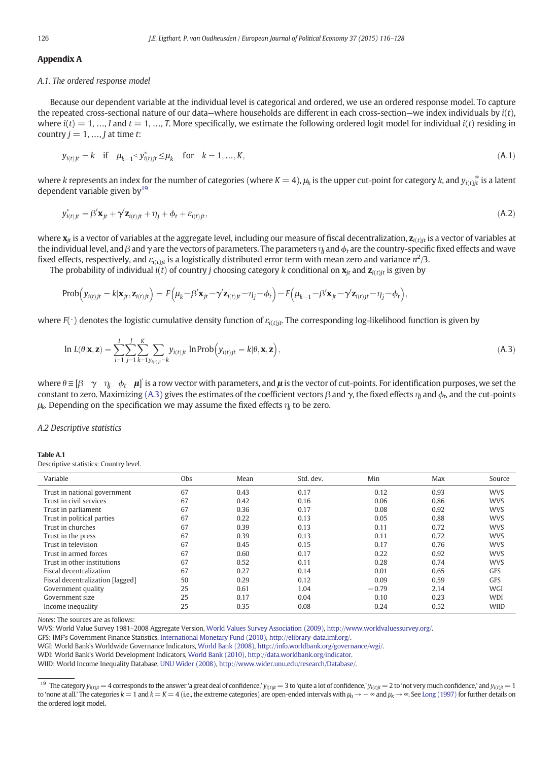## Appendix A

### A.1. The ordered response model

Because our dependent variable at the individual level is categorical and ordered, we use an ordered response model. To capture the repeated cross-sectional nature of our data—where households are different in each cross-section—we index individuals by $i(t)$, where $i(t) = 1, \ldots, I$ and $t = 1, \ldots, T$. More specifically, we estimate the following ordered logit model for individual $i(t)$ residing in country $j = 1, \ldots, J$ at time $t$:

$$y_{i(t)jt} = k \quad \text{if} \quad \mu_{k-1} < y^*_{i(t)jt} \leq \mu_k \quad \text{for} \quad k = 1, \ldots, K, \tag{A.1}$$

where $k$ represents an index for the number of categories (where $K = 4$), $\mu_k$ is the upper cut-point for category $k$, and $y^*_{i(t)jt}$ is a latent dependent variable given by[19]

$$y^*_{i(t)jt} = \beta' \mathbf{x}_{jt} + \boldsymbol{\gamma}' \mathbf{z}_{i(t)jt} + \eta_j + \phi_t + \varepsilon_{i(t)jt}, \tag{A.2}$$

where $\mathbf{x}_{jt}$ is a vector of variables at the aggregate level, including our measure of fiscal decentralization, $\mathbf{z}_{i(t)jt}$ is a vector of variables at the individual level, and $\beta$ and $\boldsymbol{\gamma}$ are the vectors of parameters. The parameters $\eta_j$ and $\phi_t$ are the country-specific fixed effects and wave fixed effects, respectively, and $\varepsilon_{i(t)jt}$ is a logistically distributed error term with mean zero and variance $\pi^2/3$.

The probability of individual $i(t)$ of country $j$ choosing category $k$ conditional on $\mathbf{x}_{jt}$ and $\mathbf{z}_{i(t)jt}$ is given by

$$\text{Prob}\left(y_{i(t)jt} = k | \mathbf{x}_{jt}, \mathbf{z}_{i(t)jt}\right) = F\left(\mu_k - \beta' \mathbf{x}_{jt} - \boldsymbol{\gamma}' \mathbf{z}_{i(t)jt} - \eta_j - \phi_t\right) - F\left(\mu_{k-1} - \beta' \mathbf{x}_{jt} - \boldsymbol{\gamma}' \mathbf{z}_{i(t)jt} - \eta_j - \phi_t\right),$$

where $F(\cdot)$ denotes the logistic cumulative density function of $\varepsilon_{i(t)jt}$. The corresponding log-likelihood function is given by

$$\ln L(\theta | \mathbf{x}, \mathbf{z}) = \sum_{i=1}^{I} \sum_{j=1}^{J} \sum_{k=1}^{K} \sum_{y_{i(t)jt} = k} y_{i(t)jt} \ln \text{Prob}\left(y_{i(t)jt} = k | \theta, \mathbf{x}, \mathbf{z}\right), \tag{A.3}$$

where $\theta \equiv [\beta \quad \gamma \quad \eta_j \quad \phi_t \quad \boldsymbol{\mu}]'$ is a row vector with parameters, and $\boldsymbol{\mu}$ is the vector of cut-points. For identification purposes, we set the constant to zero. Maximizing (A.3) gives the estimates of the coefficient vectors $\beta$ and $\gamma$, the fixed effects $\eta_j$ and $\phi_t$, and the cut-points $\mu_k$. Depending on the specification we may assume the fixed effects $\eta_j$ to be zero.

### A.2 Descriptive statistics

**Table A.1**
Descriptive statistics: Country level.

| Variable | Obs | Mean | Std. dev. | Min | Max | Source |
|---|---|---|---|---|---|---|
| Trust in national government | 67 | 0.43 | 0.17 | 0.12 | 0.93 | WVS |
| Trust in civil services | 67 | 0.42 | 0.16 | 0.06 | 0.86 | WVS |
| Trust in parliament | 67 | 0.36 | 0.17 | 0.08 | 0.92 | WVS |
| Trust in political parties | 67 | 0.22 | 0.13 | 0.05 | 0.88 | WVS |
| Trust in churches | 67 | 0.39 | 0.13 | 0.11 | 0.72 | WVS |
| Trust in the press | 67 | 0.39 | 0.13 | 0.11 | 0.72 | WVS |
| Trust in television | 67 | 0.45 | 0.15 | 0.17 | 0.76 | WVS |
| Trust in armed forces | 67 | 0.60 | 0.17 | 0.22 | 0.92 | WVS |
| Trust in other institutions | 67 | 0.52 | 0.11 | 0.28 | 0.74 | WVS |
| Fiscal decentralization | 67 | 0.27 | 0.14 | 0.01 | 0.65 | GFS |
| Fiscal decentralization [lagged] | 50 | 0.29 | 0.12 | 0.09 | 0.59 | GFS |
| Government quality | 25 | 0.61 | 1.04 | −0.79 | 2.14 | WGI |
| Government size | 25 | 0.17 | 0.04 | 0.10 | 0.23 | WDI |
| Income inequality | 25 | 0.35 | 0.08 | 0.24 | 0.52 | WIID |

*Notes*: The sources are as follows:
WVS: World Value Survey 1981–2008 Aggregate Version, World Values Survey Association (2009), http://www.worldvaluessurvey.org/.
GFS: IMF's Government Finance Statistics, International Monetary Fund (2010), http://elibrary-data.imf.org/.
WGI: World Bank's Worldwide Governance Indicators, World Bank (2008), http://info.worldbank.org/governance/wgi/.
WDI: World Bank's World Development Indicators, World Bank (2010), http://data.worldbank.org/indicator.
WIID: World Income Inequality Database, UNU Wider (2008), http://www.wider.unu.edu/research/Database/.

[19] The category $y_{i(t)jt} = 4$ corresponds to the answer 'a great deal of confidence,' $y_{i(t)jt} = 3$ to 'quite a lot of confidence,' $y_{i(t)jt} = 2$ to 'not very much confidence,' and $y_{i(t)jt} = 1$ to 'none at all.' The categories $k = 1$ and $k = K = 4$ (i.e., the extreme categories) are open-ended intervals with $\mu_0 \to -\infty$ and $\mu_K \to \infty$. See Long (1997) for further details on the ordered logit model.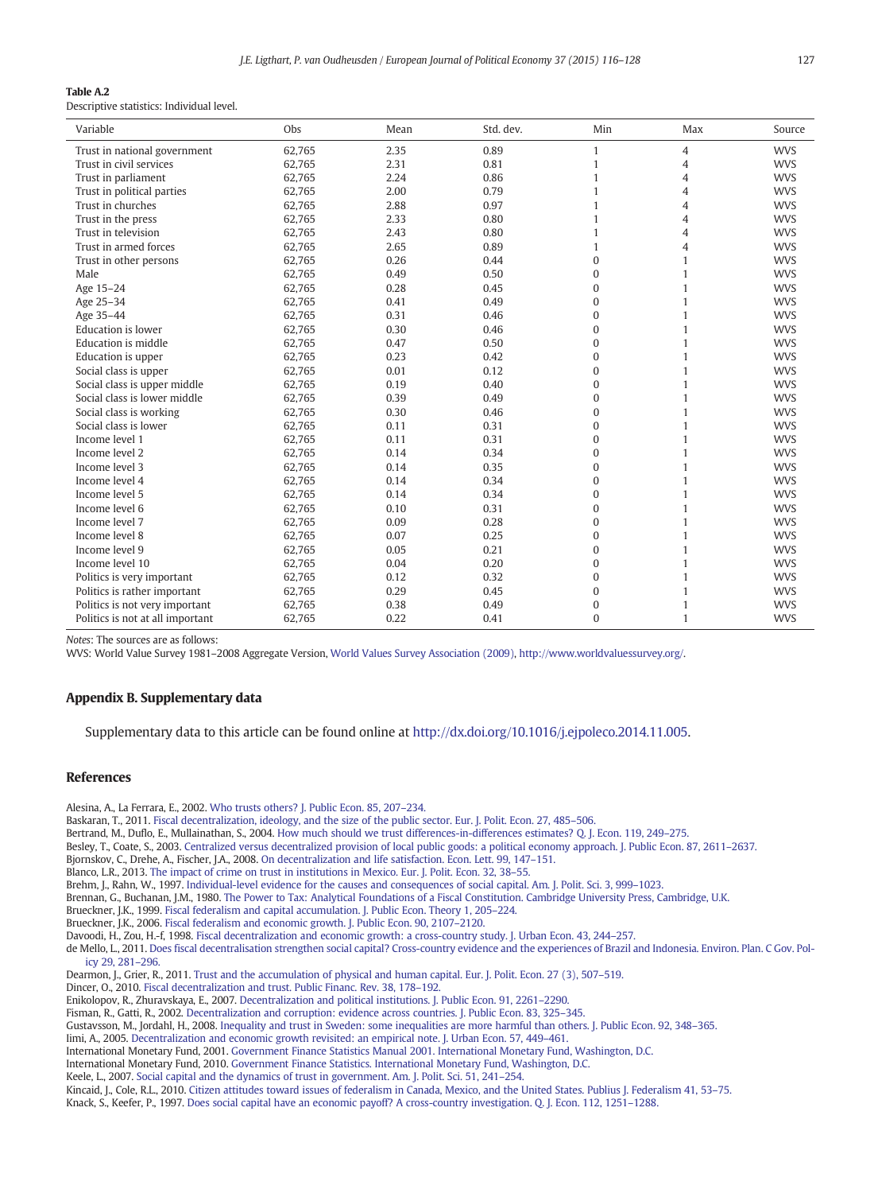**Table A.2**
Descriptive statistics: Individual level.

| Variable | Obs | Mean | Std. dev. | Min | Max | Source |
|---|---|---|---|---|---|---|
| Trust in national government | 62,765 | 2.35 | 0.89 | 1 | 4 | WVS |
| Trust in civil services | 62,765 | 2.31 | 0.81 | 1 | 4 | WVS |
| Trust in parliament | 62,765 | 2.24 | 0.86 | 1 | 4 | WVS |
| Trust in political parties | 62,765 | 2.00 | 0.79 | 1 | 4 | WVS |
| Trust in churches | 62,765 | 2.88 | 0.97 | 1 | 4 | WVS |
| Trust in the press | 62,765 | 2.33 | 0.80 | 1 | 4 | WVS |
| Trust in television | 62,765 | 2.43 | 0.80 | 1 | 4 | WVS |
| Trust in armed forces | 62,765 | 2.65 | 0.89 | 1 | 4 | WVS |
| Trust in other persons | 62,765 | 0.26 | 0.44 | 0 | 1 | WVS |
| Male | 62,765 | 0.49 | 0.50 | 0 | 1 | WVS |
| Age 15–24 | 62,765 | 0.28 | 0.45 | 0 | 1 | WVS |
| Age 25–34 | 62,765 | 0.41 | 0.49 | 0 | 1 | WVS |
| Age 35–44 | 62,765 | 0.31 | 0.46 | 0 | 1 | WVS |
| Education is lower | 62,765 | 0.30 | 0.46 | 0 | 1 | WVS |
| Education is middle | 62,765 | 0.47 | 0.50 | 0 | 1 | WVS |
| Education is upper | 62,765 | 0.23 | 0.42 | 0 | 1 | WVS |
| Social class is upper | 62,765 | 0.01 | 0.12 | 0 | 1 | WVS |
| Social class is upper middle | 62,765 | 0.19 | 0.40 | 0 | 1 | WVS |
| Social class is lower middle | 62,765 | 0.39 | 0.49 | 0 | 1 | WVS |
| Social class is working | 62,765 | 0.30 | 0.46 | 0 | 1 | WVS |
| Social class is lower | 62,765 | 0.11 | 0.31 | 0 | 1 | WVS |
| Income level 1 | 62,765 | 0.11 | 0.31 | 0 | 1 | WVS |
| Income level 2 | 62,765 | 0.14 | 0.34 | 0 | 1 | WVS |
| Income level 3 | 62,765 | 0.14 | 0.35 | 0 | 1 | WVS |
| Income level 4 | 62,765 | 0.14 | 0.34 | 0 | 1 | WVS |
| Income level 5 | 62,765 | 0.14 | 0.34 | 0 | 1 | WVS |
| Income level 6 | 62,765 | 0.10 | 0.31 | 0 | 1 | WVS |
| Income level 7 | 62,765 | 0.09 | 0.28 | 0 | 1 | WVS |
| Income level 8 | 62,765 | 0.07 | 0.25 | 0 | 1 | WVS |
| Income level 9 | 62,765 | 0.05 | 0.21 | 0 | 1 | WVS |
| Income level 10 | 62,765 | 0.04 | 0.20 | 0 | 1 | WVS |
| Politics is very important | 62,765 | 0.12 | 0.32 | 0 | 1 | WVS |
| Politics is rather important | 62,765 | 0.29 | 0.45 | 0 | 1 | WVS |
| Politics is not very important | 62,765 | 0.38 | 0.49 | 0 | 1 | WVS |
| Politics is not at all important | 62,765 | 0.22 | 0.41 | 0 | 1 | WVS |

*Notes*: The sources are as follows:
WVS: World Value Survey 1981–2008 Aggregate Version, World Values Survey Association (2009), http://www.worldvaluessurvey.org/.

## Appendix B. Supplementary data

Supplementary data to this article can be found online at http://dx.doi.org/10.1016/j.ejpoleco.2014.11.005.

## References

Alesina, A., La Ferrara, E., 2002. Who trusts others? J. Public Econ. 85, 207–234.
Baskaran, T., 2011. Fiscal decentralization, ideology, and the size of the public sector. Eur. J. Polit. Econ. 27, 485–506.
Bertrand, M., Duflo, E., Mullainathan, S., 2004. How much should we trust differences-in-differences estimates? Q. J. Econ. 119, 249–275.
Besley, T., Coate, S., 2003. Centralized versus decentralized provision of local public goods: a political economy approach. J. Public Econ. 87, 2611–2637.
Bjornskov, C., Drehe, A., Fischer, J.A., 2008. On decentralization and life satisfaction. Econ. Lett. 99, 147–151.
Blanco, L.R., 2013. The impact of crime on trust in institutions in Mexico. Eur. J. Polit. Econ. 32, 38–55.
Brehm, J., Rahn, W., 1997. Individual-level evidence for the causes and consequences of social capital. Am. J. Polit. Sci. 3, 999–1023.
Brennan, G., Buchanan, J.M., 1980. The Power to Tax: Analytical Foundations of a Fiscal Constitution. Cambridge University Press, Cambridge, U.K.
Brueckner, J.K., 1999. Fiscal federalism and capital accumulation. J. Public Econ. Theory 1, 205–224.
Brueckner, J.K., 2006. Fiscal federalism and economic growth. J. Public Econ. 90, 2107–2120.
Davoodi, H., Zou, H.-f, 1998. Fiscal decentralization and economic growth: a cross-country study. J. Urban Econ. 43, 244–257.
de Mello, L., 2011. Does fiscal decentralisation strengthen social capital? Cross-country evidence and the experiences of Brazil and Indonesia. Environ. Plan. C Gov. Policy 29, 281–296.
Dearmon, J., Grier, R., 2011. Trust and the accumulation of physical and human capital. Eur. J. Polit. Econ. 27 (3), 507–519.
Dincer, O., 2010. Fiscal decentralization and trust. Public Financ. Rev. 38, 178–192.
Enikolopov, R., Zhuravskaya, E., 2007. Decentralization and political institutions. J. Public Econ. 91, 2261–2290.
Fisman, R., Gatti, R., 2002. Decentralization and corruption: evidence across countries. J. Public Econ. 83, 325–345.
Gustavsson, M., Jordahl, H., 2008. Inequality and trust in Sweden: some inequalities are more harmful than others. J. Public Econ. 92, 348–365.
Iimi, A., 2005. Decentralization and economic growth revisited: an empirical note. J. Urban Econ. 57, 449–461.
International Monetary Fund, 2001. Government Finance Statistics Manual 2001. International Monetary Fund, Washington, D.C.
International Monetary Fund, 2010. Government Finance Statistics. International Monetary Fund, Washington, D.C.
Keele, L., 2007. Social capital and the dynamics of trust in government. Am. J. Polit. Sci. 51, 241–254.
Kincaid, J., Cole, R.L., 2010. Citizen attitudes toward issues of federalism in Canada, Mexico, and the United States. Publius J. Federalism 41, 53–75.
Knack, S., Keefer, P., 1997. Does social capital have an economic payoff? A cross-country investigation. Q. J. Econ. 112, 1251–1288.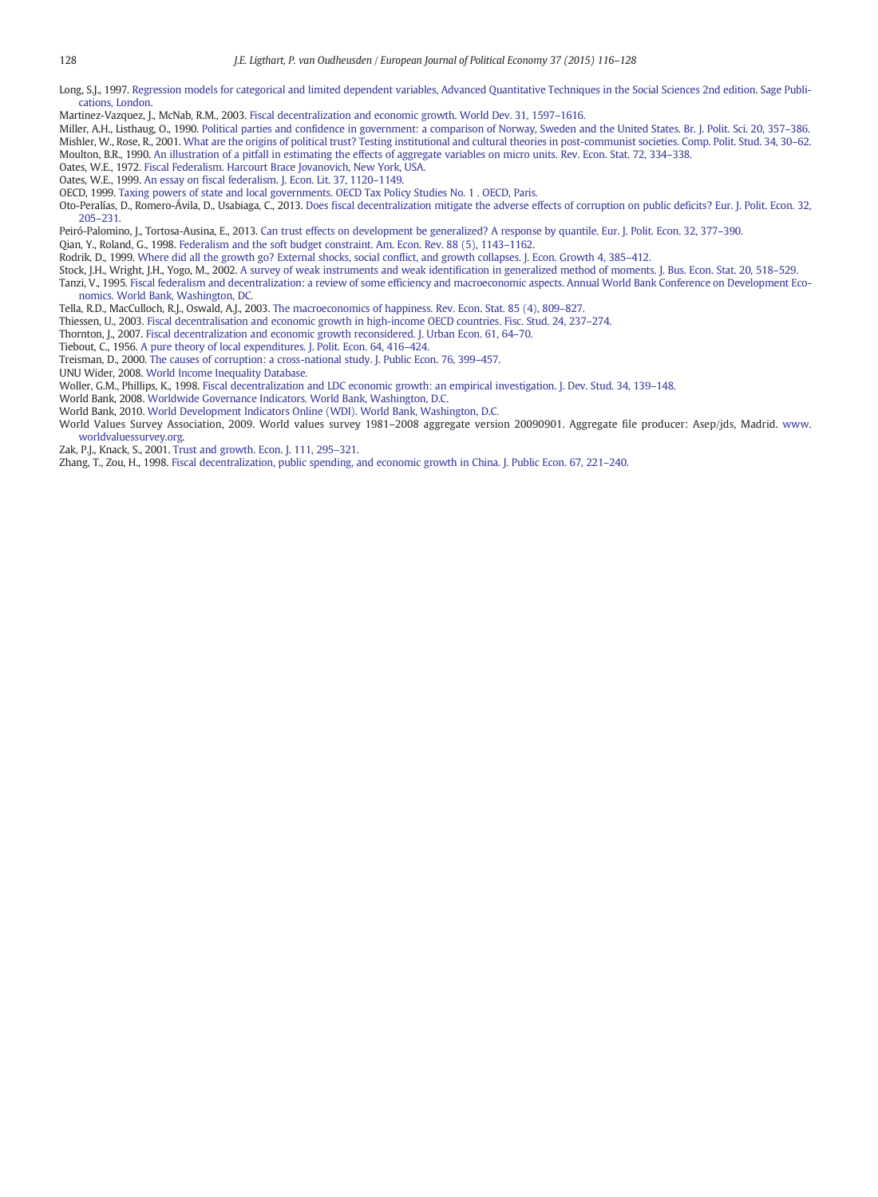Long, S.J., 1997. Regression models for categorical and limited dependent variables, Advanced Quantitative Techniques in the Social Sciences 2nd edition. Sage Publications, London.

Martinez-Vazquez, J., McNab, R.M., 2003. Fiscal decentralization and economic growth. World Dev. 31, 1597–1616.

Miller, A.H., Listhaug, O., 1990. Political parties and confidence in government: a comparison of Norway, Sweden and the United States. Br. J. Polit. Sci. 20, 357–386.

Mishler, W., Rose, R., 2001. What are the origins of political trust? Testing institutional and cultural theories in post-communist societies. Comp. Polit. Stud. 34, 30–62.

Moulton, B.R., 1990. An illustration of a pitfall in estimating the effects of aggregate variables on micro units. Rev. Econ. Stat. 72, 334–338.

Oates, W.E., 1972. Fiscal Federalism. Harcourt Brace Jovanovich, New York, USA.

Oates, W.E., 1999. An essay on fiscal federalism. J. Econ. Lit. 37, 1120–1149.

OECD, 1999. Taxing powers of state and local governments. OECD Tax Policy Studies No. 1 . OECD, Paris.

Oto-Peralías, D., Romero-Ávila, D., Usabiaga, C., 2013. Does fiscal decentralization mitigate the adverse effects of corruption on public deficits? Eur. J. Polit. Econ. 32, 205–231.

Peiró-Palomino, J., Tortosa-Ausina, E., 2013. Can trust effects on development be generalized? A response by quantile. Eur. J. Polit. Econ. 32, 377–390.

Qian, Y., Roland, G., 1998. Federalism and the soft budget constraint. Am. Econ. Rev. 88 (5), 1143–1162.

Rodrik, D., 1999. Where did all the growth go? External shocks, social conflict, and growth collapses. J. Econ. Growth 4, 385–412.

Stock, J.H., Wright, J.H., Yogo, M., 2002. A survey of weak instruments and weak identification in generalized method of moments. J. Bus. Econ. Stat. 20, 518–529.

Tanzi, V., 1995. Fiscal federalism and decentralization: a review of some efficiency and macroeconomic aspects. Annual World Bank Conference on Development Economics. World Bank, Washington, DC.

Tella, R.D., MacCulloch, R.J., Oswald, A.J., 2003. The macroeconomics of happiness. Rev. Econ. Stat. 85 (4), 809–827.

Thiessen, U., 2003. Fiscal decentralisation and economic growth in high-income OECD countries. Fisc. Stud. 24, 237–274.

Thornton, J., 2007. Fiscal decentralization and economic growth reconsidered. J. Urban Econ. 61, 64–70.

Tiebout, C., 1956. A pure theory of local expenditures. J. Polit. Econ. 64, 416–424.

Treisman, D., 2000. The causes of corruption: a cross-national study. J. Public Econ. 76, 399–457.

UNU Wider, 2008. World Income Inequality Database.

Woller, G.M., Phillips, K., 1998. Fiscal decentralization and LDC economic growth: an empirical investigation. J. Dev. Stud. 34, 139–148.

World Bank, 2008. Worldwide Governance Indicators. World Bank, Washington, D.C.

World Bank, 2010. World Development Indicators Online (WDI). World Bank, Washington, D.C.

World Values Survey Association, 2009. World values survey 1981–2008 aggregate version 20090901. Aggregate file producer: Asep/jds, Madrid. www.worldvaluessurvey.org.

Zak, P.J., Knack, S., 2001. Trust and growth. Econ. J. 111, 295–321.

Zhang, T., Zou, H., 1998. Fiscal decentralization, public spending, and economic growth in China. J. Public Econ. 67, 221–240.